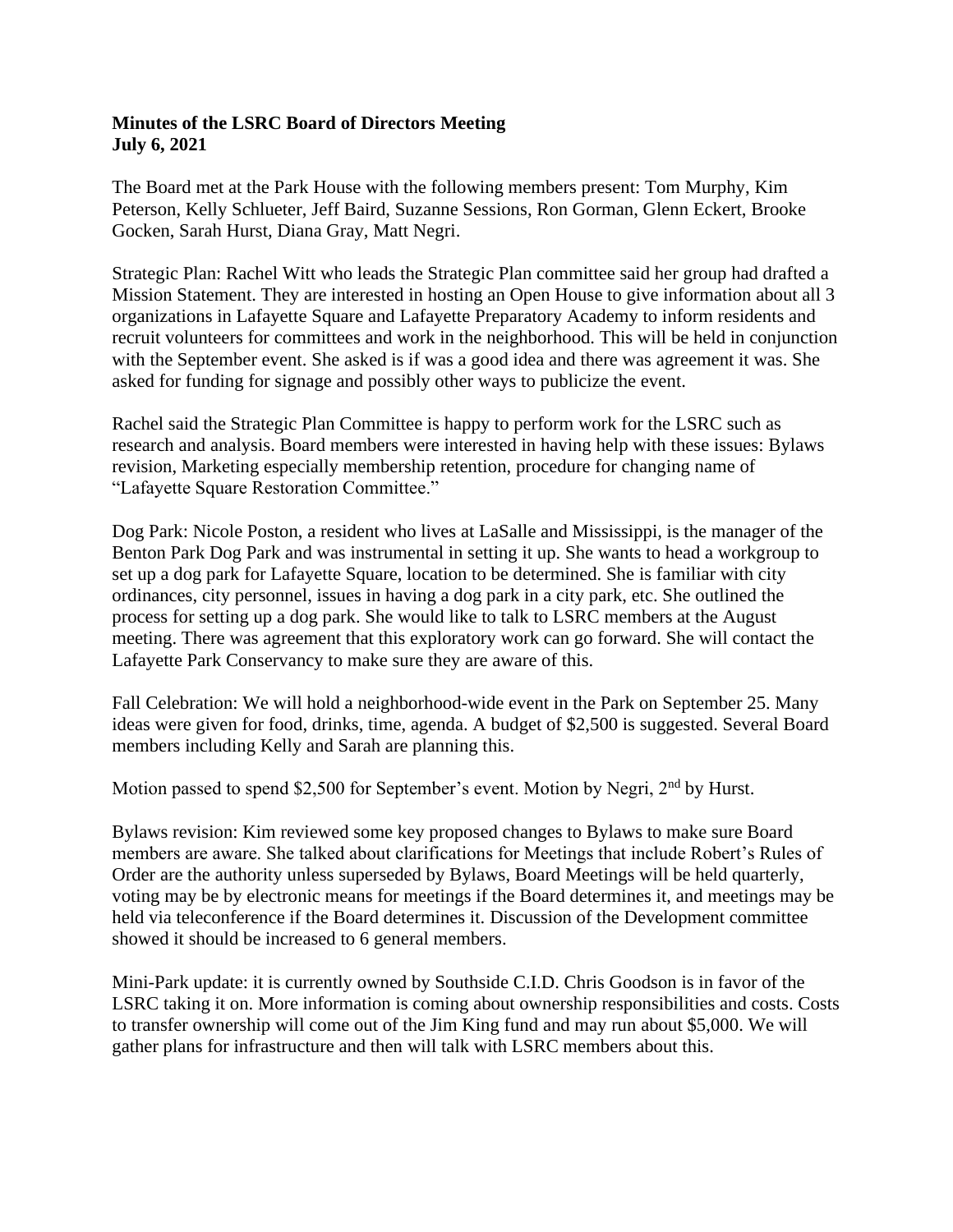**Minutes of the LSRC Board of Directors Meeting**
**July 6, 2021**

The Board met at the Park House with the following members present: Tom Murphy, Kim Peterson, Kelly Schlueter, Jeff Baird, Suzanne Sessions, Ron Gorman, Glenn Eckert, Brooke Gocken, Sarah Hurst, Diana Gray, Matt Negri.

Strategic Plan: Rachel Witt who leads the Strategic Plan committee said her group had drafted a Mission Statement. They are interested in hosting an Open House to give information about all 3 organizations in Lafayette Square and Lafayette Preparatory Academy to inform residents and recruit volunteers for committees and work in the neighborhood. This will be held in conjunction with the September event. She asked is if was a good idea and there was agreement it was. She asked for funding for signage and possibly other ways to publicize the event.

Rachel said the Strategic Plan Committee is happy to perform work for the LSRC such as research and analysis. Board members were interested in having help with these issues: Bylaws revision, Marketing especially membership retention, procedure for changing name of "Lafayette Square Restoration Committee."

Dog Park: Nicole Poston, a resident who lives at LaSalle and Mississippi, is the manager of the Benton Park Dog Park and was instrumental in setting it up. She wants to head a workgroup to set up a dog park for Lafayette Square, location to be determined. She is familiar with city ordinances, city personnel, issues in having a dog park in a city park, etc. She outlined the process for setting up a dog park. She would like to talk to LSRC members at the August meeting. There was agreement that this exploratory work can go forward. She will contact the Lafayette Park Conservancy to make sure they are aware of this.

Fall Celebration: We will hold a neighborhood-wide event in the Park on September 25. Many ideas were given for food, drinks, time, agenda. A budget of $2,500 is suggested. Several Board members including Kelly and Sarah are planning this.

Motion passed to spend $2,500 for September's event. Motion by Negri, 2nd by Hurst.

Bylaws revision: Kim reviewed some key proposed changes to Bylaws to make sure Board members are aware. She talked about clarifications for Meetings that include Robert's Rules of Order are the authority unless superseded by Bylaws, Board Meetings will be held quarterly, voting may be by electronic means for meetings if the Board determines it, and meetings may be held via teleconference if the Board determines it. Discussion of the Development committee showed it should be increased to 6 general members.

Mini-Park update: it is currently owned by Southside C.I.D. Chris Goodson is in favor of the LSRC taking it on. More information is coming about ownership responsibilities and costs. Costs to transfer ownership will come out of the Jim King fund and may run about $5,000. We will gather plans for infrastructure and then will talk with LSRC members about this.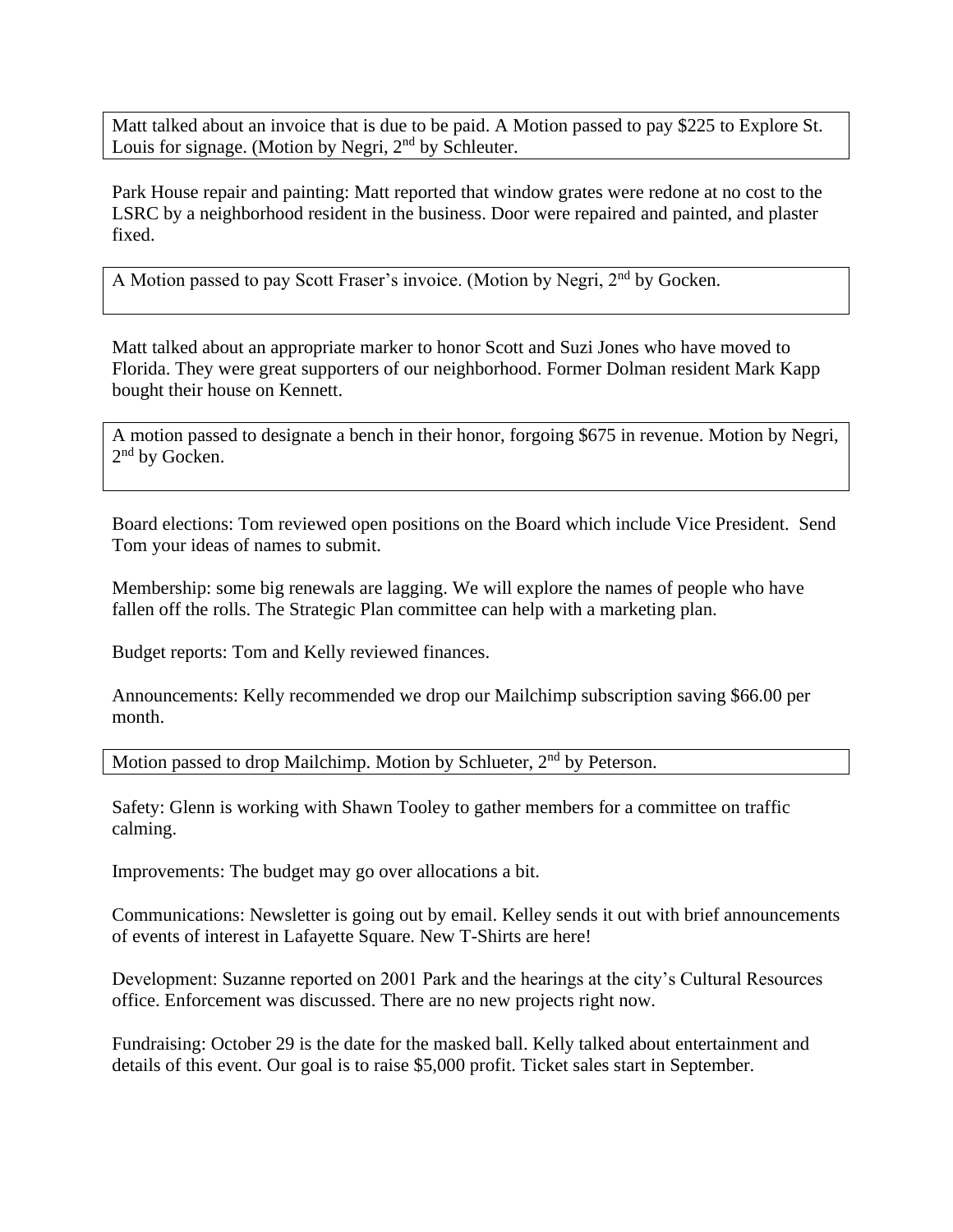Matt talked about an invoice that is due to be paid. A Motion passed to pay $225 to Explore St. Louis for signage. (Motion by Negri, 2nd by Schleuter.

Park House repair and painting: Matt reported that window grates were redone at no cost to the LSRC by a neighborhood resident in the business. Door were repaired and painted, and plaster fixed.

A Motion passed to pay Scott Fraser's invoice. (Motion by Negri, 2nd by Gocken.

Matt talked about an appropriate marker to honor Scott and Suzi Jones who have moved to Florida. They were great supporters of our neighborhood. Former Dolman resident Mark Kapp bought their house on Kennett.

A motion passed to designate a bench in their honor, forgoing $675 in revenue. Motion by Negri, 2nd by Gocken.

Board elections: Tom reviewed open positions on the Board which include Vice President. Send Tom your ideas of names to submit.

Membership: some big renewals are lagging. We will explore the names of people who have fallen off the rolls. The Strategic Plan committee can help with a marketing plan.

Budget reports: Tom and Kelly reviewed finances.

Announcements: Kelly recommended we drop our Mailchimp subscription saving $66.00 per month.

Motion passed to drop Mailchimp. Motion by Schlueter, 2nd by Peterson.

Safety: Glenn is working with Shawn Tooley to gather members for a committee on traffic calming.

Improvements: The budget may go over allocations a bit.

Communications: Newsletter is going out by email. Kelley sends it out with brief announcements of events of interest in Lafayette Square. New T-Shirts are here!

Development: Suzanne reported on 2001 Park and the hearings at the city's Cultural Resources office. Enforcement was discussed. There are no new projects right now.

Fundraising: October 29 is the date for the masked ball. Kelly talked about entertainment and details of this event. Our goal is to raise $5,000 profit. Ticket sales start in September.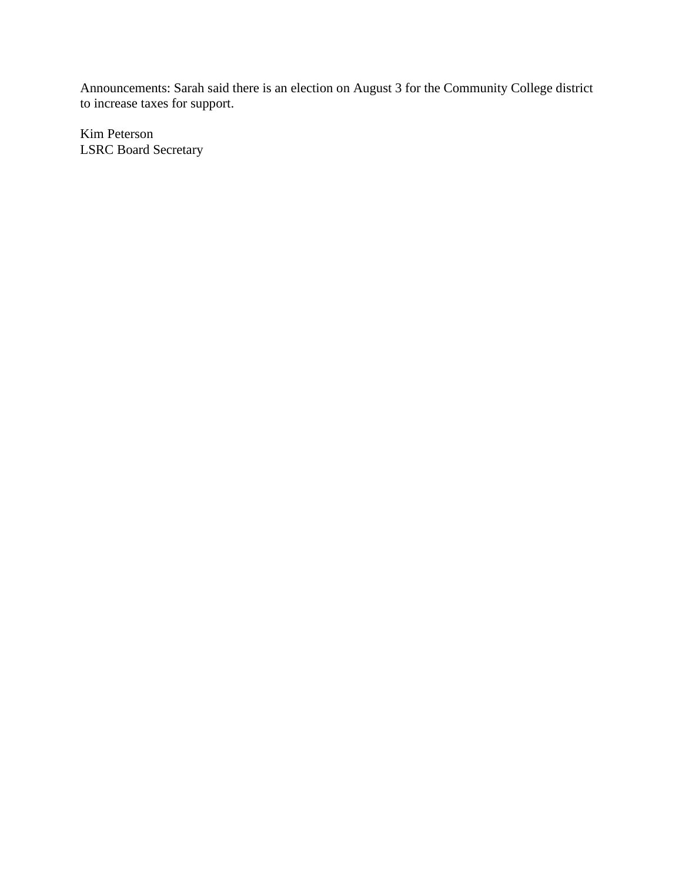Announcements: Sarah said there is an election on August 3 for the Community College district to increase taxes for support.

Kim Peterson
LSRC Board Secretary